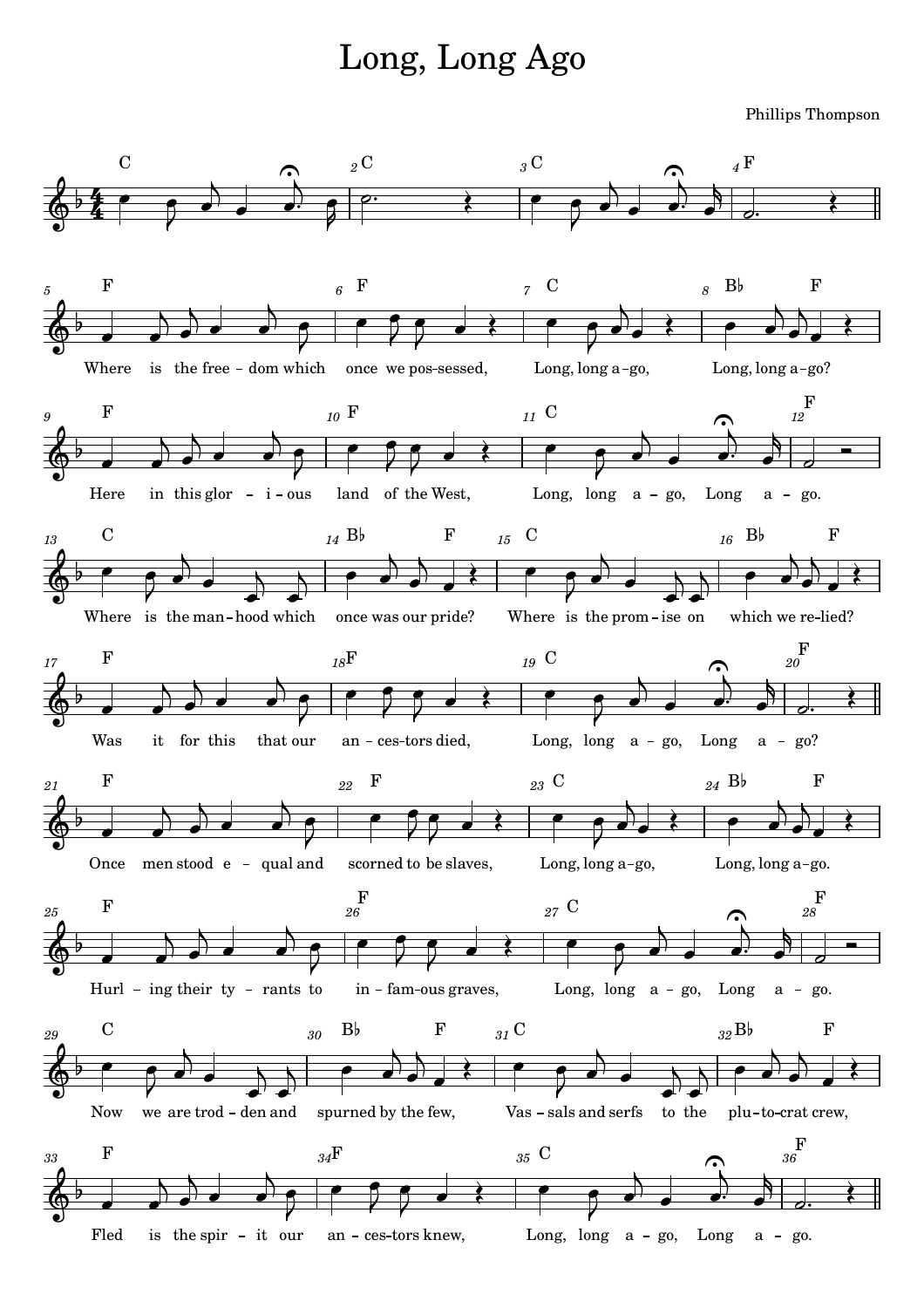# Long, Long Ago

Phillips Thompson

Where is the free - dom which once we pos-sessed, Long, long a-go, Long, long a-go?
Here in this glor - i - ous land of the West, Long, long a - go, Long a - go.
Where is the man - hood which once was our pride? Where is the prom - ise on which we re-lied?
Was it for this that our an - ces-tors died, Long, long a - go, Long a - go?

Once men stood e - qual and scorned to be slaves, Long, long a-go, Long, long a-go.
Hurl - ing their ty - rants to in - fam-ous graves, Long, long a - go, Long a - go.
Now we are trod - den and spurned by the few, Vas - sals and serfs to the plu-to-crat crew,
Fled is the spir - it our an - ces-tors knew, Long, long a - go, Long a - go.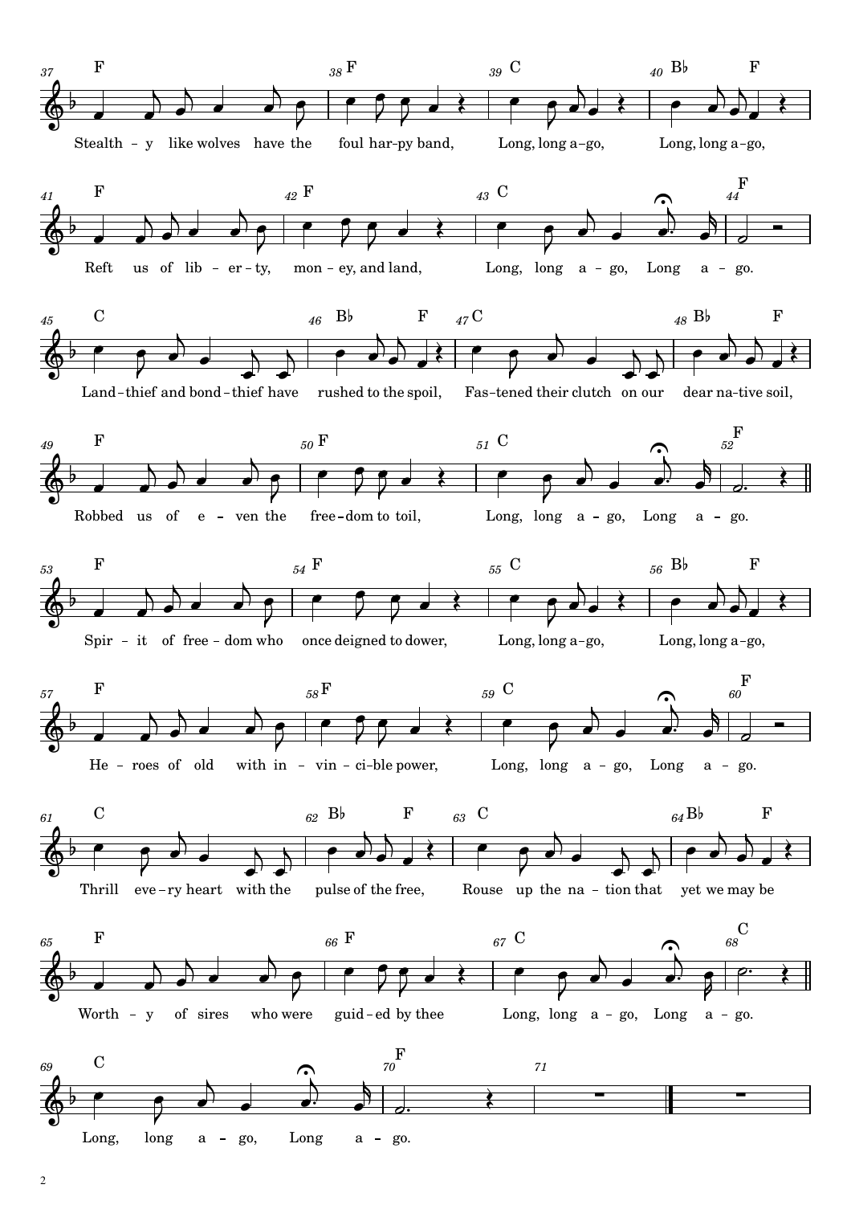Stealth-y like wolves have the foul har-py band, Long, long a-go, Long, long a-go,

Reft us of lib-er-ty, mon-ey, and land, Long, long a-go, Long a-go.

Land-thief and bond-thief have rushed to the spoil, Fas-tened their clutch on our dear na-tive soil,

Robbed us of e-ven the free-dom to toil, Long, long a-go, Long a-go.

Spir-it of free-dom who once deigned to dower, Long, long a-go, Long, long a-go,

He-roes of old with in-vin-ci-ble power, Long, long a-go, Long a-go.

Thrill eve-ry heart with the pulse of the free, Rouse up the na-tion that yet we may be

Worth-y of sires who were guid-ed by thee Long, long a-go, Long a-go.

Long, long a-go, Long a-go.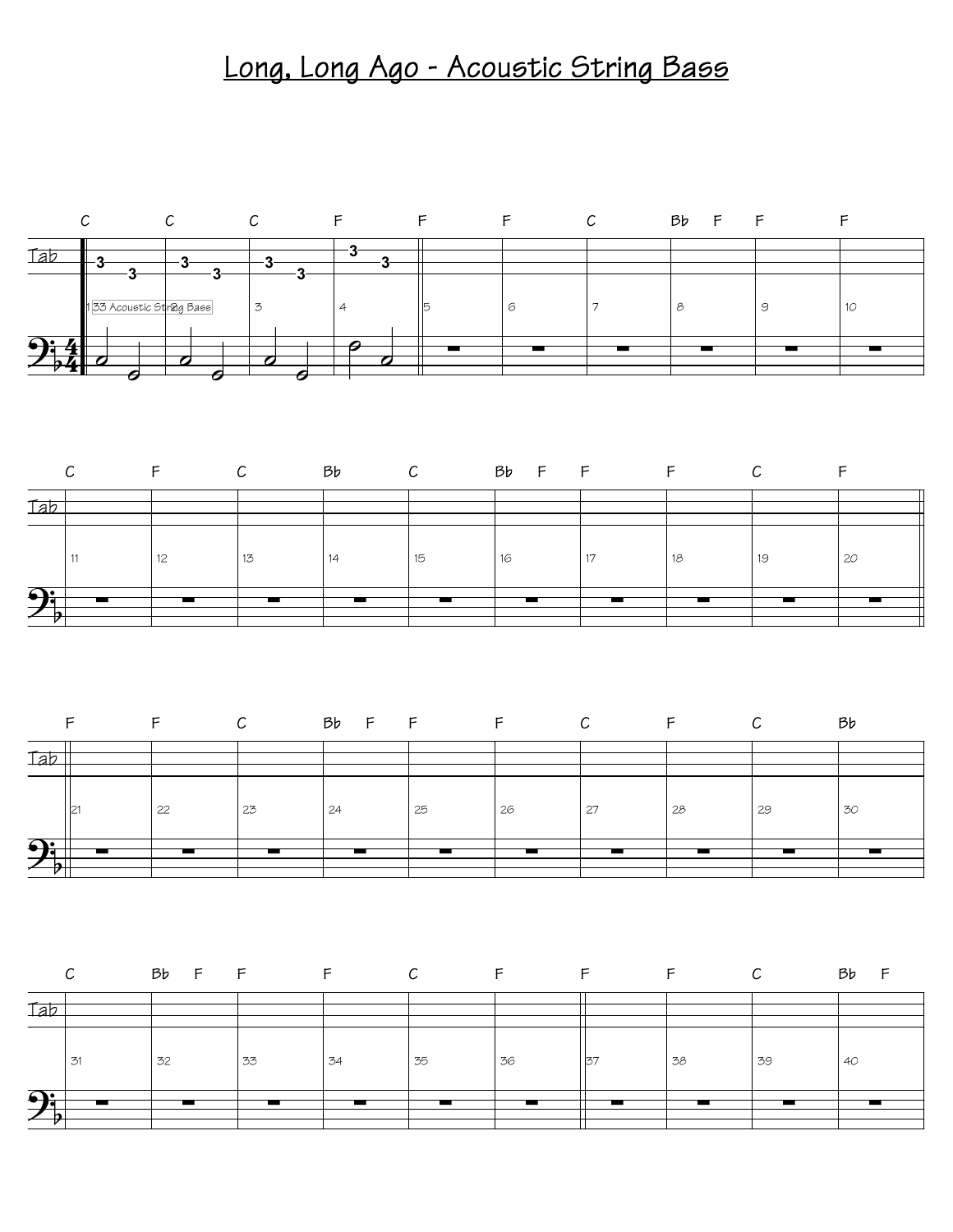# Long, Long Ago - Acoustic String Bass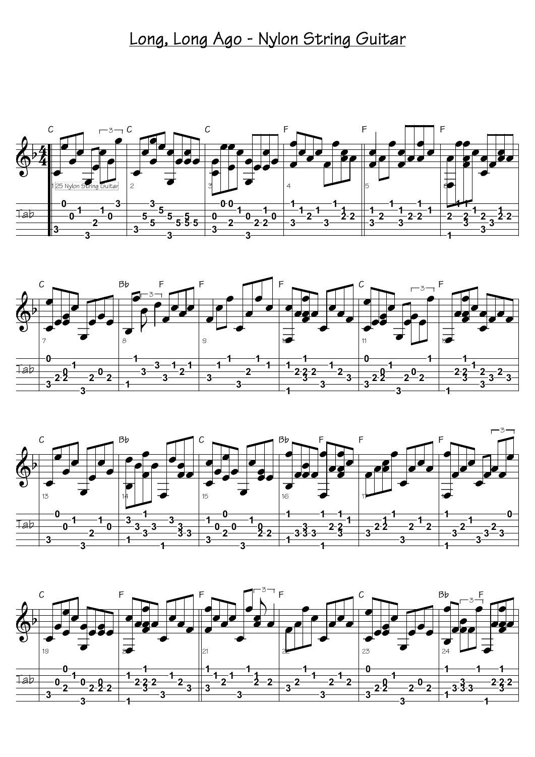# Long, Long Ago - Nylon String Guitar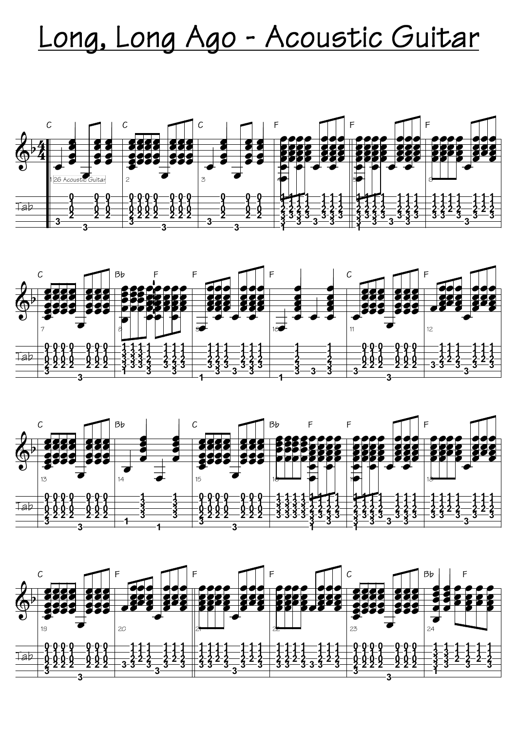# Long, Long Ago - Acoustic Guitar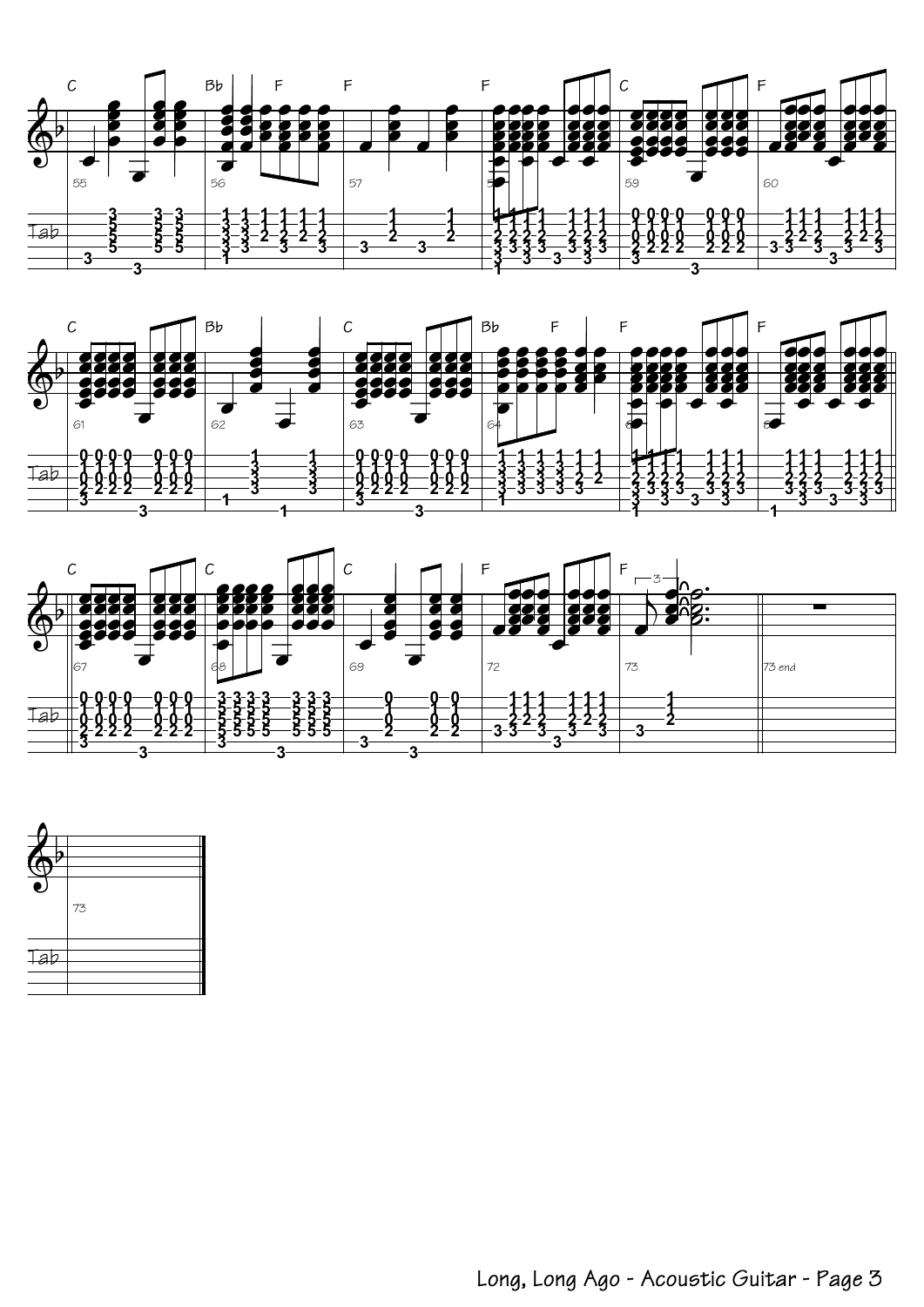C Bb F F F C F

55 56 57 58 59 60

C Bb C Bb F F F

61 62 63 64 65 66

C C C F F

67 68 69 72 73 73 end

73